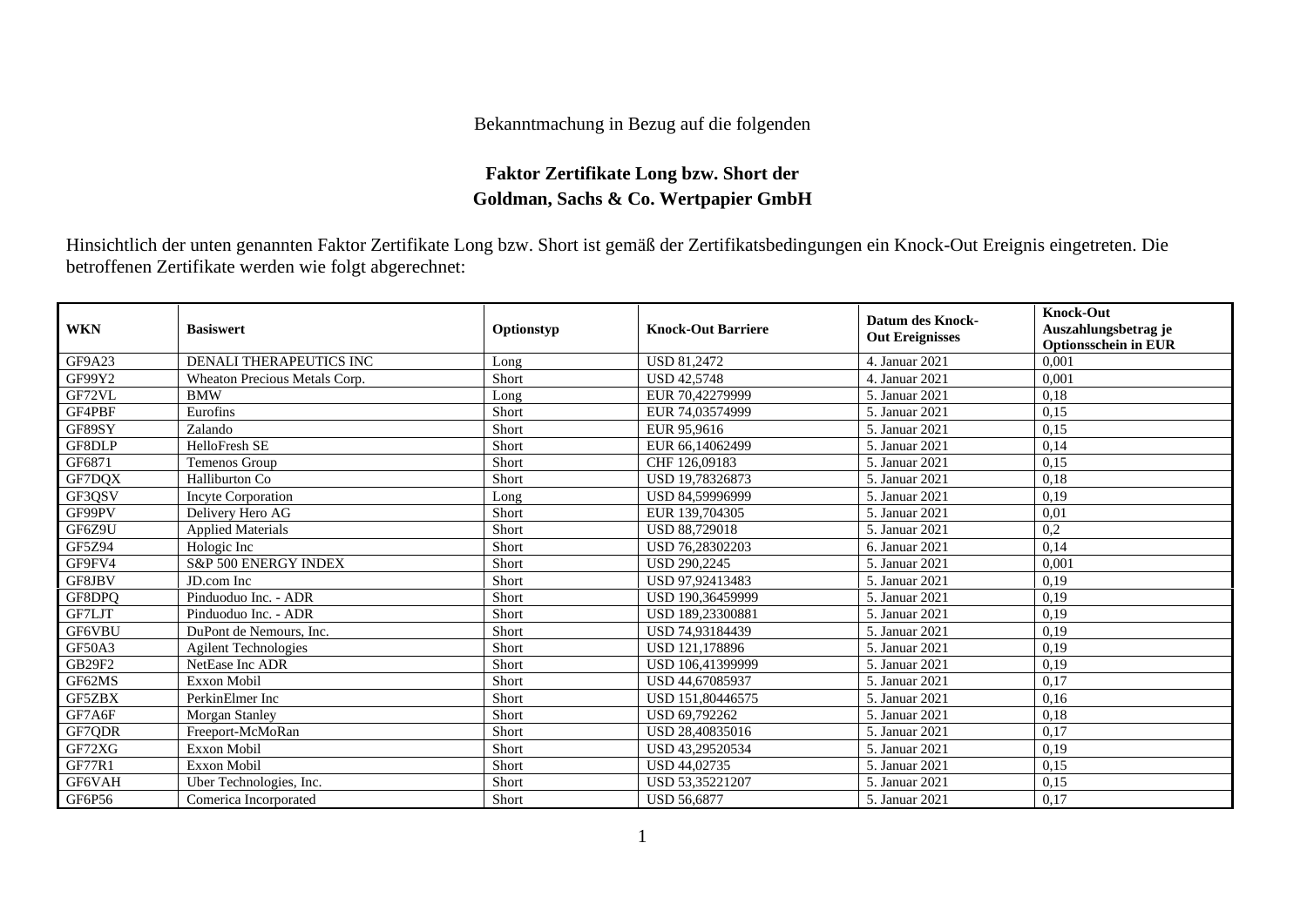Bekanntmachung in Bezug auf die folgenden

**Faktor Zertifikate Long bzw. Short der**
**Goldman, Sachs & Co. Wertpapier GmbH**

Hinsichtlich der unten genannten Faktor Zertifikate Long bzw. Short ist gemäß der Zertifikatsbedingungen ein Knock-Out Ereignis eingetreten. Die betroffenen Zertifikate werden wie folgt abgerechnet:

| WKN | Basiswert | Optionstyp | Knock-Out Barriere | Datum des Knock-Out Ereignisses | Knock-Out Auszahlungsbetrag je Optionsschein in EUR |
|---|---|---|---|---|---|
| GF9A23 | DENALI THERAPEUTICS INC | Long | USD 81,2472 | 4. Januar 2021 | 0,001 |
| GF99Y2 | Wheaton Precious Metals Corp. | Short | USD 42,5748 | 4. Januar 2021 | 0,001 |
| GF72VL | BMW | Long | EUR 70,42279999 | 5. Januar 2021 | 0,18 |
| GF4PBF | Eurofins | Short | EUR 74,03574999 | 5. Januar 2021 | 0,15 |
| GF89SY | Zalando | Short | EUR 95,9616 | 5. Januar 2021 | 0,15 |
| GF8DLP | HelloFresh SE | Short | EUR 66,14062499 | 5. Januar 2021 | 0,14 |
| GF6871 | Temenos Group | Short | CHF 126,09183 | 5. Januar 2021 | 0,15 |
| GF7DQX | Halliburton Co | Short | USD 19,78326873 | 5. Januar 2021 | 0,18 |
| GF3QSV | Incyte Corporation | Long | USD 84,59996999 | 5. Januar 2021 | 0,19 |
| GF99PV | Delivery Hero AG | Short | EUR 139,704305 | 5. Januar 2021 | 0,01 |
| GF6Z9U | Applied Materials | Short | USD 88,729018 | 5. Januar 2021 | 0,2 |
| GF5Z94 | Hologic Inc | Short | USD 76,28302203 | 6. Januar 2021 | 0,14 |
| GF9FV4 | S&P 500 ENERGY INDEX | Short | USD 290,2245 | 5. Januar 2021 | 0,001 |
| GF8JBV | JD.com Inc | Short | USD 97,92413483 | 5. Januar 2021 | 0,19 |
| GF8DPQ | Pinduoduo Inc. - ADR | Short | USD 190,36459999 | 5. Januar 2021 | 0,19 |
| GF7LJT | Pinduoduo Inc. - ADR | Short | USD 189,23300881 | 5. Januar 2021 | 0,19 |
| GF6VBU | DuPont de Nemours, Inc. | Short | USD 74,93184439 | 5. Januar 2021 | 0,19 |
| GF50A3 | Agilent Technologies | Short | USD 121,178896 | 5. Januar 2021 | 0,19 |
| GB29F2 | NetEase Inc ADR | Short | USD 106,41399999 | 5. Januar 2021 | 0,19 |
| GF62MS | Exxon Mobil | Short | USD 44,67085937 | 5. Januar 2021 | 0,17 |
| GF5ZBX | PerkinElmer Inc | Short | USD 151,80446575 | 5. Januar 2021 | 0,16 |
| GF7A6F | Morgan Stanley | Short | USD 69,792262 | 5. Januar 2021 | 0,18 |
| GF7QDR | Freeport-McMoRan | Short | USD 28,40835016 | 5. Januar 2021 | 0,17 |
| GF72XG | Exxon Mobil | Short | USD 43,29520534 | 5. Januar 2021 | 0,19 |
| GF77R1 | Exxon Mobil | Short | USD 44,02735 | 5. Januar 2021 | 0,15 |
| GF6VAH | Uber Technologies, Inc. | Short | USD 53,35221207 | 5. Januar 2021 | 0,15 |
| GF6P56 | Comerica Incorporated | Short | USD 56,6877 | 5. Januar 2021 | 0,17 |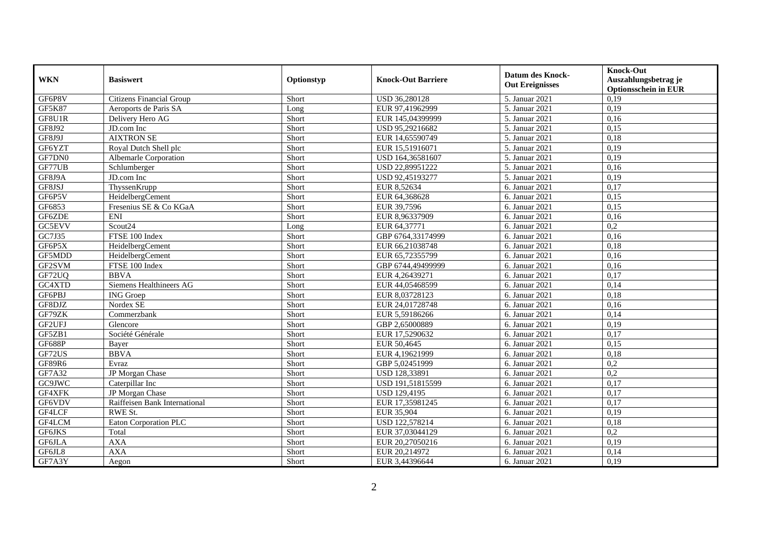| WKN | Basiswert | Optionstyp | Knock-Out Barriere | Datum des Knock-Out Ereignisses | Knock-Out Auszahlungsbetrag je Optionsschein in EUR |
|---|---|---|---|---|---|
| GF6P8V | Citizens Financial Group | Short | USD 36,280128 | 5. Januar 2021 | 0,19 |
| GF5K87 | Aeroports de Paris SA | Long | EUR 97,41962999 | 5. Januar 2021 | 0,19 |
| GF8U1R | Delivery Hero AG | Short | EUR 145,04399999 | 5. Januar 2021 | 0,16 |
| GF8J92 | JD.com Inc | Short | USD 95,29216682 | 5. Januar 2021 | 0,15 |
| GF8J9J | AIXTRON SE | Short | EUR 14,65590749 | 5. Januar 2021 | 0,18 |
| GF6YZT | Royal Dutch Shell plc | Short | EUR 15,51916071 | 5. Januar 2021 | 0,19 |
| GF7DN0 | Albemarle Corporation | Short | USD 164,36581607 | 5. Januar 2021 | 0,19 |
| GF77UB | Schlumberger | Short | USD 22,89951222 | 5. Januar 2021 | 0,16 |
| GF8J9A | JD.com Inc | Short | USD 92,45193277 | 5. Januar 2021 | 0,19 |
| GF8JSJ | ThyssenKrupp | Short | EUR 8,52634 | 6. Januar 2021 | 0,17 |
| GF6P5V | HeidelbergCement | Short | EUR 64,368628 | 6. Januar 2021 | 0,15 |
| GF6853 | Fresenius SE & Co KGaA | Short | EUR 39,7596 | 6. Januar 2021 | 0,15 |
| GF6ZDE | ENI | Short | EUR 8,96337909 | 6. Januar 2021 | 0,16 |
| GC5EVV | Scout24 | Long | EUR 64,37771 | 6. Januar 2021 | 0,2 |
| GC7J35 | FTSE 100 Index | Short | GBP 6764,33174999 | 6. Januar 2021 | 0,16 |
| GF6P5X | HeidelbergCement | Short | EUR 66,21038748 | 6. Januar 2021 | 0,18 |
| GF5MDD | HeidelbergCement | Short | EUR 65,72355799 | 6. Januar 2021 | 0,16 |
| GF2SVM | FTSE 100 Index | Short | GBP 6744,49499999 | 6. Januar 2021 | 0,16 |
| GF72UQ | BBVA | Short | EUR 4,26439271 | 6. Januar 2021 | 0,17 |
| GC4XTD | Siemens Healthineers AG | Short | EUR 44,05468599 | 6. Januar 2021 | 0,14 |
| GF6PBJ | ING Groep | Short | EUR 8,03728123 | 6. Januar 2021 | 0,18 |
| GF8DJZ | Nordex SE | Short | EUR 24,01728748 | 6. Januar 2021 | 0,16 |
| GF79ZK | Commerzbank | Short | EUR 5,59186266 | 6. Januar 2021 | 0,14 |
| GF2UFJ | Glencore | Short | GBP 2,65000889 | 6. Januar 2021 | 0,19 |
| GF5ZB1 | Société Générale | Short | EUR 17,5290632 | 6. Januar 2021 | 0,17 |
| GF688P | Bayer | Short | EUR 50,4645 | 6. Januar 2021 | 0,15 |
| GF72US | BBVA | Short | EUR 4,19621999 | 6. Januar 2021 | 0,18 |
| GF89R6 | Evraz | Short | GBP 5,02451999 | 6. Januar 2021 | 0,2 |
| GF7A32 | JP Morgan Chase | Short | USD 128,33891 | 6. Januar 2021 | 0,2 |
| GC9JWC | Caterpillar Inc | Short | USD 191,51815599 | 6. Januar 2021 | 0,17 |
| GF4XFK | JP Morgan Chase | Short | USD 129,4195 | 6. Januar 2021 | 0,17 |
| GF6VDV | Raiffeisen Bank International | Short | EUR 17,35981245 | 6. Januar 2021 | 0,17 |
| GF4LCF | RWE St. | Short | EUR 35,904 | 6. Januar 2021 | 0,19 |
| GF4LCM | Eaton Corporation PLC | Short | USD 122,578214 | 6. Januar 2021 | 0,18 |
| GF6JKS | Total | Short | EUR 37,03044129 | 6. Januar 2021 | 0,2 |
| GF6JLA | AXA | Short | EUR 20,27050216 | 6. Januar 2021 | 0,19 |
| GF6JL8 | AXA | Short | EUR 20,214972 | 6. Januar 2021 | 0,14 |
| GF7A3Y | Aegon | Short | EUR 3,44396644 | 6. Januar 2021 | 0,19 |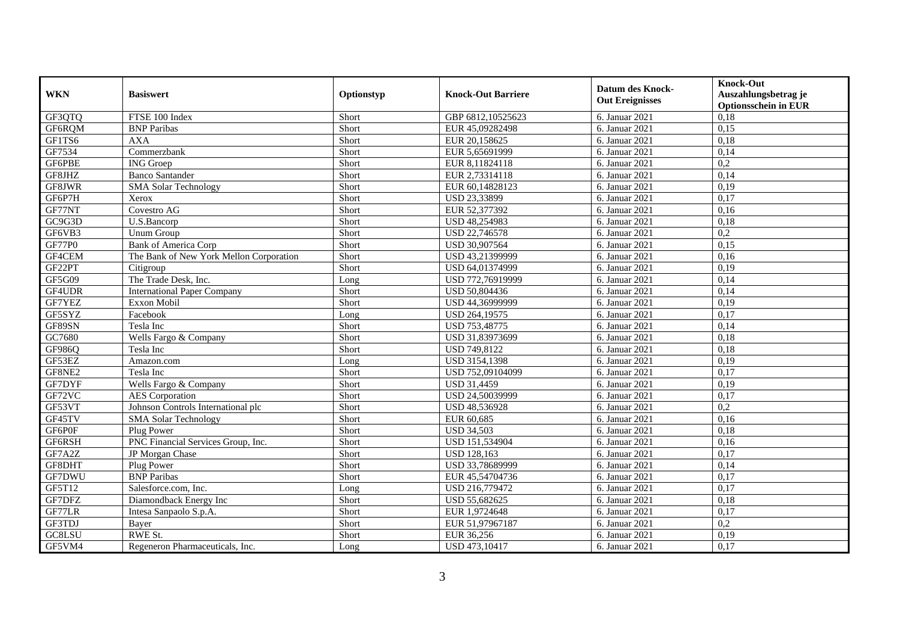| WKN | Basiswert | Optionstyp | Knock-Out Barriere | Datum des Knock-Out Ereignisses | Knock-Out Auszahlungsbetrag je Optionsschein in EUR |
|---|---|---|---|---|---|
| GF3QTQ | FTSE 100 Index | Short | GBP 6812,10525623 | 6. Januar 2021 | 0,18 |
| GF6RQM | BNP Paribas | Short | EUR 45,09282498 | 6. Januar 2021 | 0,15 |
| GF1TS6 | AXA | Short | EUR 20,158625 | 6. Januar 2021 | 0,18 |
| GF7534 | Commerzbank | Short | EUR 5,65691999 | 6. Januar 2021 | 0,14 |
| GF6PBE | ING Groep | Short | EUR 8,11824118 | 6. Januar 2021 | 0,2 |
| GF8JHZ | Banco Santander | Short | EUR 2,73314118 | 6. Januar 2021 | 0,14 |
| GF8JWR | SMA Solar Technology | Short | EUR 60,14828123 | 6. Januar 2021 | 0,19 |
| GF6P7H | Xerox | Short | USD 23,33899 | 6. Januar 2021 | 0,17 |
| GF77NT | Covestro AG | Short | EUR 52,377392 | 6. Januar 2021 | 0,16 |
| GC9G3D | U.S.Bancorp | Short | USD 48,254983 | 6. Januar 2021 | 0,18 |
| GF6VB3 | Unum Group | Short | USD 22,746578 | 6. Januar 2021 | 0,2 |
| GF77P0 | Bank of America Corp | Short | USD 30,907564 | 6. Januar 2021 | 0,15 |
| GF4CEM | The Bank of New York Mellon Corporation | Short | USD 43,21399999 | 6. Januar 2021 | 0,16 |
| GF22PT | Citigroup | Short | USD 64,01374999 | 6. Januar 2021 | 0,19 |
| GF5G09 | The Trade Desk, Inc. | Long | USD 772,76919999 | 6. Januar 2021 | 0,14 |
| GF4UDR | International Paper Company | Short | USD 50,804436 | 6. Januar 2021 | 0,14 |
| GF7YEZ | Exxon Mobil | Short | USD 44,36999999 | 6. Januar 2021 | 0,19 |
| GF5SYZ | Facebook | Long | USD 264,19575 | 6. Januar 2021 | 0,17 |
| GF89SN | Tesla Inc | Short | USD 753,48775 | 6. Januar 2021 | 0,14 |
| GC7680 | Wells Fargo & Company | Short | USD 31,83973699 | 6. Januar 2021 | 0,18 |
| GF986Q | Tesla Inc | Short | USD 749,8122 | 6. Januar 2021 | 0,18 |
| GF53EZ | Amazon.com | Long | USD 3154,1398 | 6. Januar 2021 | 0,19 |
| GF8NE2 | Tesla Inc | Short | USD 752,09104099 | 6. Januar 2021 | 0,17 |
| GF7DYF | Wells Fargo & Company | Short | USD 31,4459 | 6. Januar 2021 | 0,19 |
| GF72VC | AES Corporation | Short | USD 24,50039999 | 6. Januar 2021 | 0,17 |
| GF53VT | Johnson Controls International plc | Short | USD 48,536928 | 6. Januar 2021 | 0,2 |
| GF45TV | SMA Solar Technology | Short | EUR 60,685 | 6. Januar 2021 | 0,16 |
| GF6P0F | Plug Power | Short | USD 34,503 | 6. Januar 2021 | 0,18 |
| GF6RSH | PNC Financial Services Group, Inc. | Short | USD 151,534904 | 6. Januar 2021 | 0,16 |
| GF7A2Z | JP Morgan Chase | Short | USD 128,163 | 6. Januar 2021 | 0,17 |
| GF8DHT | Plug Power | Short | USD 33,78689999 | 6. Januar 2021 | 0,14 |
| GF7DWU | BNP Paribas | Short | EUR 45,54704736 | 6. Januar 2021 | 0,17 |
| GF5T12 | Salesforce.com, Inc. | Long | USD 216,779472 | 6. Januar 2021 | 0,17 |
| GF7DFZ | Diamondback Energy Inc | Short | USD 55,682625 | 6. Januar 2021 | 0,18 |
| GF77LR | Intesa Sanpaolo S.p.A. | Short | EUR 1,9724648 | 6. Januar 2021 | 0,17 |
| GF3TDJ | Bayer | Short | EUR 51,97967187 | 6. Januar 2021 | 0,2 |
| GC8LSU | RWE St. | Short | EUR 36,256 | 6. Januar 2021 | 0,19 |
| GF5VM4 | Regeneron Pharmaceuticals, Inc. | Long | USD 473,10417 | 6. Januar 2021 | 0,17 |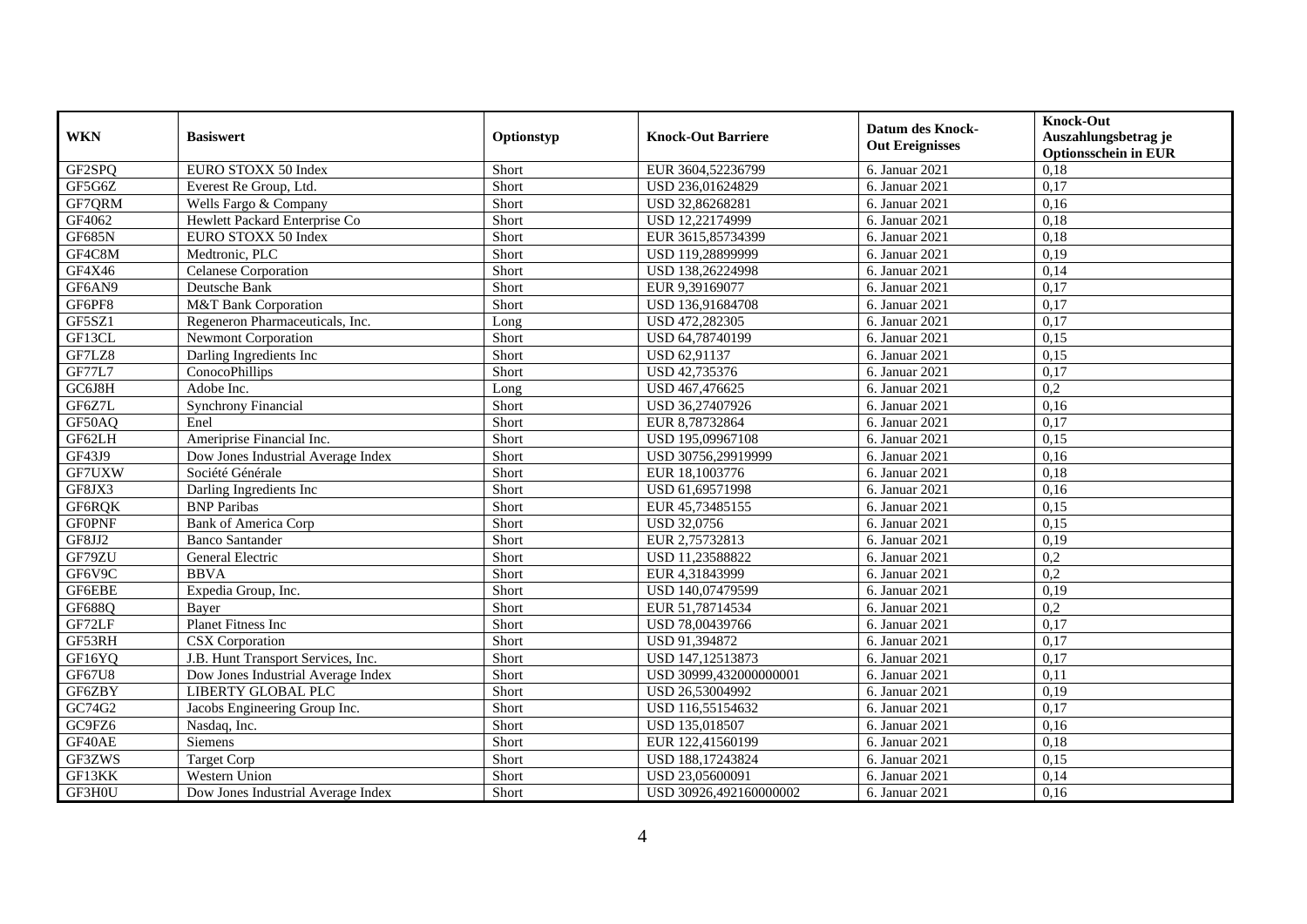| WKN | Basiswert | Optionstyp | Knock-Out Barriere | Datum des Knock-Out Ereignisses | Knock-Out Auszahlungsbetrag je Optionsschein in EUR |
|---|---|---|---|---|---|
| GF2SPQ | EURO STOXX 50 Index | Short | EUR 3604,52236799 | 6. Januar 2021 | 0,18 |
| GF5G6Z | Everest Re Group, Ltd. | Short | USD 236,01624829 | 6. Januar 2021 | 0,17 |
| GF7QRM | Wells Fargo & Company | Short | USD 32,86268281 | 6. Januar 2021 | 0,16 |
| GF4062 | Hewlett Packard Enterprise Co | Short | USD 12,22174999 | 6. Januar 2021 | 0,18 |
| GF685N | EURO STOXX 50 Index | Short | EUR 3615,85734399 | 6. Januar 2021 | 0,18 |
| GF4C8M | Medtronic, PLC | Short | USD 119,28899999 | 6. Januar 2021 | 0,19 |
| GF4X46 | Celanese Corporation | Short | USD 138,26224998 | 6. Januar 2021 | 0,14 |
| GF6AN9 | Deutsche Bank | Short | EUR 9,39169077 | 6. Januar 2021 | 0,17 |
| GF6PF8 | M&T Bank Corporation | Short | USD 136,91684708 | 6. Januar 2021 | 0,17 |
| GF5SZ1 | Regeneron Pharmaceuticals, Inc. | Long | USD 472,282305 | 6. Januar 2021 | 0,17 |
| GF13CL | Newmont Corporation | Short | USD 64,78740199 | 6. Januar 2021 | 0,15 |
| GF7LZ8 | Darling Ingredients Inc | Short | USD 62,91137 | 6. Januar 2021 | 0,15 |
| GF77L7 | ConocoPhillips | Short | USD 42,735376 | 6. Januar 2021 | 0,17 |
| GC6J8H | Adobe Inc. | Long | USD 467,476625 | 6. Januar 2021 | 0,2 |
| GF6Z7L | Synchrony Financial | Short | USD 36,27407926 | 6. Januar 2021 | 0,16 |
| GF50AQ | Enel | Short | EUR 8,78732864 | 6. Januar 2021 | 0,17 |
| GF62LH | Ameriprise Financial Inc. | Short | USD 195,09967108 | 6. Januar 2021 | 0,15 |
| GF43J9 | Dow Jones Industrial Average Index | Short | USD 30756,29919999 | 6. Januar 2021 | 0,16 |
| GF7UXW | Société Générale | Short | EUR 18,1003776 | 6. Januar 2021 | 0,18 |
| GF8JX3 | Darling Ingredients Inc | Short | USD 61,69571998 | 6. Januar 2021 | 0,16 |
| GF6RQK | BNP Paribas | Short | EUR 45,73485155 | 6. Januar 2021 | 0,15 |
| GF0PNF | Bank of America Corp | Short | USD 32,0756 | 6. Januar 2021 | 0,15 |
| GF8JJ2 | Banco Santander | Short | EUR 2,75732813 | 6. Januar 2021 | 0,19 |
| GF79ZU | General Electric | Short | USD 11,23588822 | 6. Januar 2021 | 0,2 |
| GF6V9C | BBVA | Short | EUR 4,31843999 | 6. Januar 2021 | 0,2 |
| GF6EBE | Expedia Group, Inc. | Short | USD 140,07479599 | 6. Januar 2021 | 0,19 |
| GF688Q | Bayer | Short | EUR 51,78714534 | 6. Januar 2021 | 0,2 |
| GF72LF | Planet Fitness Inc | Short | USD 78,00439766 | 6. Januar 2021 | 0,17 |
| GF53RH | CSX Corporation | Short | USD 91,394872 | 6. Januar 2021 | 0,17 |
| GF16YQ | J.B. Hunt Transport Services, Inc. | Short | USD 147,12513873 | 6. Januar 2021 | 0,17 |
| GF67U8 | Dow Jones Industrial Average Index | Short | USD 30999,432000000001 | 6. Januar 2021 | 0,11 |
| GF6ZBY | LIBERTY GLOBAL PLC | Short | USD 26,53004992 | 6. Januar 2021 | 0,19 |
| GC74G2 | Jacobs Engineering Group Inc. | Short | USD 116,55154632 | 6. Januar 2021 | 0,17 |
| GC9FZ6 | Nasdaq, Inc. | Short | USD 135,018507 | 6. Januar 2021 | 0,16 |
| GF40AE | Siemens | Short | EUR 122,41560199 | 6. Januar 2021 | 0,18 |
| GF3ZWS | Target Corp | Short | USD 188,17243824 | 6. Januar 2021 | 0,15 |
| GF13KK | Western Union | Short | USD 23,05600091 | 6. Januar 2021 | 0,14 |
| GF3H0U | Dow Jones Industrial Average Index | Short | USD 30926,492160000002 | 6. Januar 2021 | 0,16 |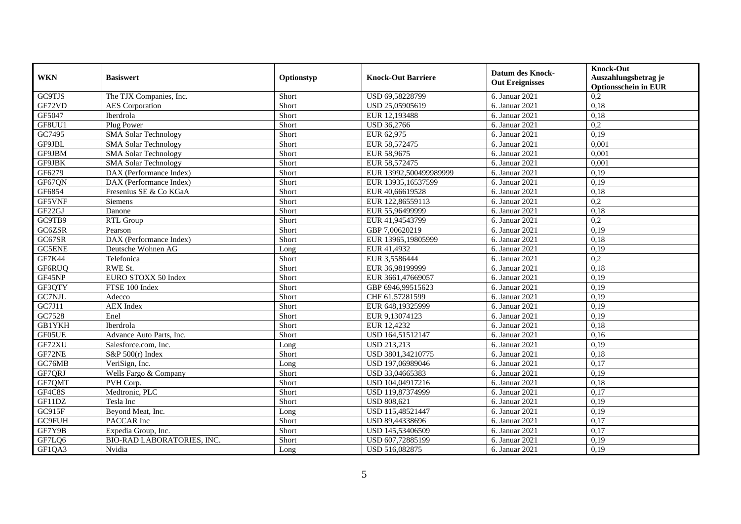| WKN | Basiswert | Optionstyp | Knock-Out Barriere | Datum des Knock-Out Ereignisses | Knock-Out Auszahlungsbetrag je Optionsschein in EUR |
|---|---|---|---|---|---|
| GC9TJS | The TJX Companies, Inc. | Short | USD 69,58228799 | 6. Januar 2021 | 0,2 |
| GF72VD | AES Corporation | Short | USD 25,05905619 | 6. Januar 2021 | 0,18 |
| GF5047 | Iberdrola | Short | EUR 12,193488 | 6. Januar 2021 | 0,18 |
| GF8UU1 | Plug Power | Short | USD 36,2766 | 6. Januar 2021 | 0,2 |
| GC7495 | SMA Solar Technology | Short | EUR 62,975 | 6. Januar 2021 | 0,19 |
| GF9JBL | SMA Solar Technology | Short | EUR 58,572475 | 6. Januar 2021 | 0,001 |
| GF9JBM | SMA Solar Technology | Short | EUR 58,9675 | 6. Januar 2021 | 0,001 |
| GF9JBK | SMA Solar Technology | Short | EUR 58,572475 | 6. Januar 2021 | 0,001 |
| GF6279 | DAX (Performance Index) | Short | EUR 13992,500499989999 | 6. Januar 2021 | 0,19 |
| GF67QN | DAX (Performance Index) | Short | EUR 13935,16537599 | 6. Januar 2021 | 0,19 |
| GF6854 | Fresenius SE & Co KGaA | Short | EUR 40,66619528 | 6. Januar 2021 | 0,18 |
| GF5VNF | Siemens | Short | EUR 122,86559113 | 6. Januar 2021 | 0,2 |
| GF22GJ | Danone | Short | EUR 55,96499999 | 6. Januar 2021 | 0,18 |
| GC9TB9 | RTL Group | Short | EUR 41,94543799 | 6. Januar 2021 | 0,2 |
| GC6ZSR | Pearson | Short | GBP 7,00620219 | 6. Januar 2021 | 0,19 |
| GC67SR | DAX (Performance Index) | Short | EUR 13965,19805999 | 6. Januar 2021 | 0,18 |
| GC5ENE | Deutsche Wohnen AG | Long | EUR 41,4932 | 6. Januar 2021 | 0,19 |
| GF7K44 | Telefonica | Short | EUR 3,5586444 | 6. Januar 2021 | 0,2 |
| GF6RUQ | RWE St. | Short | EUR 36,98199999 | 6. Januar 2021 | 0,18 |
| GF45NP | EURO STOXX 50 Index | Short | EUR 3661,47669057 | 6. Januar 2021 | 0,19 |
| GF3QTY | FTSE 100 Index | Short | GBP 6946,99515623 | 6. Januar 2021 | 0,19 |
| GC7NJL | Adecco | Short | CHF 61,57281599 | 6. Januar 2021 | 0,19 |
| GC7J11 | AEX Index | Short | EUR 648,19325999 | 6. Januar 2021 | 0,19 |
| GC7528 | Enel | Short | EUR 9,13074123 | 6. Januar 2021 | 0,19 |
| GB1YKH | Iberdrola | Short | EUR 12,4232 | 6. Januar 2021 | 0,18 |
| GF05UE | Advance Auto Parts, Inc. | Short | USD 164,51512147 | 6. Januar 2021 | 0,16 |
| GF72XU | Salesforce.com, Inc. | Long | USD 213,213 | 6. Januar 2021 | 0,19 |
| GF72NE | S&P 500(r) Index | Short | USD 3801,34210775 | 6. Januar 2021 | 0,18 |
| GC76MB | VeriSign, Inc. | Long | USD 197,06989046 | 6. Januar 2021 | 0,17 |
| GF7QRJ | Wells Fargo & Company | Short | USD 33,04665383 | 6. Januar 2021 | 0,19 |
| GF7QMT | PVH Corp. | Short | USD 104,04917216 | 6. Januar 2021 | 0,18 |
| GF4C8S | Medtronic, PLC | Short | USD 119,87374999 | 6. Januar 2021 | 0,17 |
| GF11DZ | Tesla Inc | Short | USD 808,621 | 6. Januar 2021 | 0,19 |
| GC915F | Beyond Meat, Inc. | Long | USD 115,48521447 | 6. Januar 2021 | 0,19 |
| GC9FUH | PACCAR Inc | Short | USD 89,44338696 | 6. Januar 2021 | 0,17 |
| GF7Y9B | Expedia Group, Inc. | Short | USD 145,53406509 | 6. Januar 2021 | 0,17 |
| GF7LQ6 | BIO-RAD LABORATORIES, INC. | Short | USD 607,72885199 | 6. Januar 2021 | 0,19 |
| GF1QA3 | Nvidia | Long | USD 516,082875 | 6. Januar 2021 | 0,19 |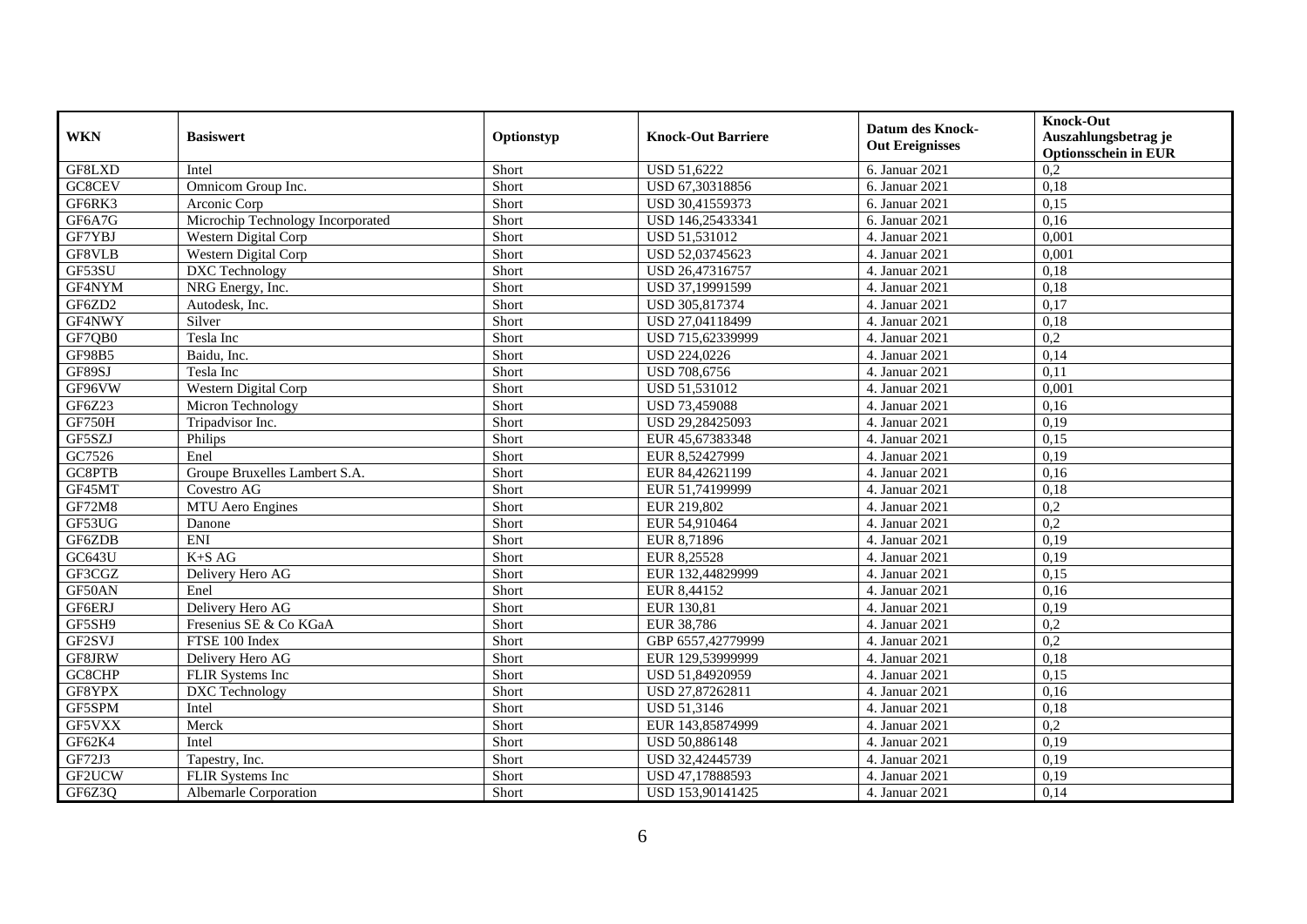| WKN | Basiswert | Optionstyp | Knock-Out Barriere | Datum des Knock-Out Ereignisses | Knock-Out Auszahlungsbetrag je Optionsschein in EUR |
|---|---|---|---|---|---|
| GF8LXD | Intel | Short | USD 51,6222 | 6. Januar 2021 | 0,2 |
| GC8CEV | Omnicom Group Inc. | Short | USD 67,30318856 | 6. Januar 2021 | 0,18 |
| GF6RK3 | Arconic Corp | Short | USD 30,41559373 | 6. Januar 2021 | 0,15 |
| GF6A7G | Microchip Technology Incorporated | Short | USD 146,25433341 | 6. Januar 2021 | 0,16 |
| GF7YBJ | Western Digital Corp | Short | USD 51,531012 | 4. Januar 2021 | 0,001 |
| GF8VLB | Western Digital Corp | Short | USD 52,03745623 | 4. Januar 2021 | 0,001 |
| GF53SU | DXC Technology | Short | USD 26,47316757 | 4. Januar 2021 | 0,18 |
| GF4NYM | NRG Energy, Inc. | Short | USD 37,19991599 | 4. Januar 2021 | 0,18 |
| GF6ZD2 | Autodesk, Inc. | Short | USD 305,817374 | 4. Januar 2021 | 0,17 |
| GF4NWY | Silver | Short | USD 27,04118499 | 4. Januar 2021 | 0,18 |
| GF7QB0 | Tesla Inc | Short | USD 715,62339999 | 4. Januar 2021 | 0,2 |
| GF98B5 | Baidu, Inc. | Short | USD 224,0226 | 4. Januar 2021 | 0,14 |
| GF89SJ | Tesla Inc | Short | USD 708,6756 | 4. Januar 2021 | 0,11 |
| GF96VW | Western Digital Corp | Short | USD 51,531012 | 4. Januar 2021 | 0,001 |
| GF6Z23 | Micron Technology | Short | USD 73,459088 | 4. Januar 2021 | 0,16 |
| GF750H | Tripadvisor Inc. | Short | USD 29,28425093 | 4. Januar 2021 | 0,19 |
| GF5SZJ | Philips | Short | EUR 45,67383348 | 4. Januar 2021 | 0,15 |
| GC7526 | Enel | Short | EUR 8,52427999 | 4. Januar 2021 | 0,19 |
| GC8PTB | Groupe Bruxelles Lambert S.A. | Short | EUR 84,42621199 | 4. Januar 2021 | 0,16 |
| GF45MT | Covestro AG | Short | EUR 51,74199999 | 4. Januar 2021 | 0,18 |
| GF72M8 | MTU Aero Engines | Short | EUR 219,802 | 4. Januar 2021 | 0,2 |
| GF53UG | Danone | Short | EUR 54,910464 | 4. Januar 2021 | 0,2 |
| GF6ZDB | ENI | Short | EUR 8,71896 | 4. Januar 2021 | 0,19 |
| GC643U | K+S AG | Short | EUR 8,25528 | 4. Januar 2021 | 0,19 |
| GF3CGZ | Delivery Hero AG | Short | EUR 132,44829999 | 4. Januar 2021 | 0,15 |
| GF50AN | Enel | Short | EUR 8,44152 | 4. Januar 2021 | 0,16 |
| GF6ERJ | Delivery Hero AG | Short | EUR 130,81 | 4. Januar 2021 | 0,19 |
| GF5SH9 | Fresenius SE & Co KGaA | Short | EUR 38,786 | 4. Januar 2021 | 0,2 |
| GF2SVJ | FTSE 100 Index | Short | GBP 6557,42779999 | 4. Januar 2021 | 0,2 |
| GF8JRW | Delivery Hero AG | Short | EUR 129,53999999 | 4. Januar 2021 | 0,18 |
| GC8CHP | FLIR Systems Inc | Short | USD 51,84920959 | 4. Januar 2021 | 0,15 |
| GF8YPX | DXC Technology | Short | USD 27,87262811 | 4. Januar 2021 | 0,16 |
| GF5SPM | Intel | Short | USD 51,3146 | 4. Januar 2021 | 0,18 |
| GF5VXX | Merck | Short | EUR 143,85874999 | 4. Januar 2021 | 0,2 |
| GF62K4 | Intel | Short | USD 50,886148 | 4. Januar 2021 | 0,19 |
| GF72J3 | Tapestry, Inc. | Short | USD 32,42445739 | 4. Januar 2021 | 0,19 |
| GF2UCW | FLIR Systems Inc | Short | USD 47,17888593 | 4. Januar 2021 | 0,19 |
| GF6Z3Q | Albemarle Corporation | Short | USD 153,90141425 | 4. Januar 2021 | 0,14 |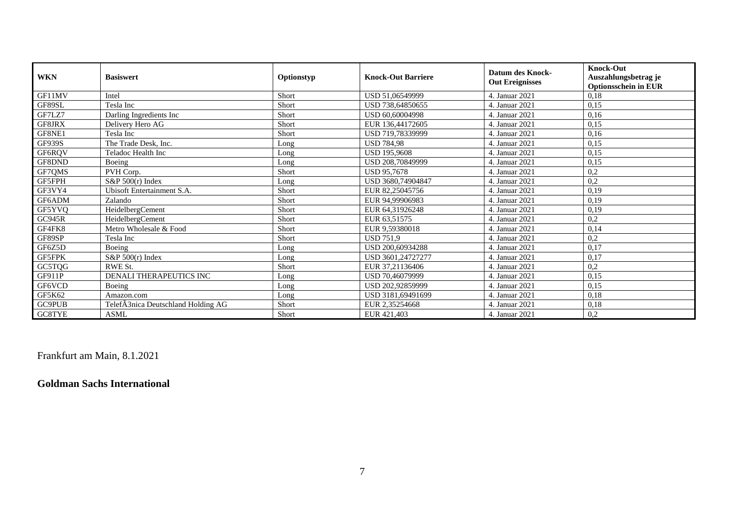| WKN | Basiswert | Optionstyp | Knock-Out Barriere | Datum des Knock-Out Ereignisses | Knock-Out Auszahlungsbetrag je Optionsschein in EUR |
|---|---|---|---|---|---|
| GF11MV | Intel | Short | USD 51,06549999 | 4. Januar 2021 | 0,18 |
| GF89SL | Tesla Inc | Short | USD 738,64850655 | 4. Januar 2021 | 0,15 |
| GF7LZ7 | Darling Ingredients Inc | Short | USD 60,60004998 | 4. Januar 2021 | 0,16 |
| GF8JRX | Delivery Hero AG | Short | EUR 136,44172605 | 4. Januar 2021 | 0,15 |
| GF8NE1 | Tesla Inc | Short | USD 719,78339999 | 4. Januar 2021 | 0,16 |
| GF939S | The Trade Desk, Inc. | Long | USD 784,98 | 4. Januar 2021 | 0,15 |
| GF6RQV | Teladoc Health Inc | Long | USD 195,9608 | 4. Januar 2021 | 0,15 |
| GF8DND | Boeing | Long | USD 208,70849999 | 4. Januar 2021 | 0,15 |
| GF7QMS | PVH Corp. | Short | USD 95,7678 | 4. Januar 2021 | 0,2 |
| GF5FPH | S&P 500(r) Index | Long | USD 3680,74904847 | 4. Januar 2021 | 0,2 |
| GF3VY4 | Ubisoft Entertainment S.A. | Short | EUR 82,25045756 | 4. Januar 2021 | 0,19 |
| GF6ADM | Zalando | Short | EUR 94,99906983 | 4. Januar 2021 | 0,19 |
| GF5YVQ | HeidelbergCement | Short | EUR 64,31926248 | 4. Januar 2021 | 0,19 |
| GC945R | HeidelbergCement | Short | EUR 63,51575 | 4. Januar 2021 | 0,2 |
| GF4FK8 | Metro Wholesale & Food | Short | EUR 9,59380018 | 4. Januar 2021 | 0,14 |
| GF89SP | Tesla Inc | Short | USD 751,9 | 4. Januar 2021 | 0,2 |
| GF6Z5D | Boeing | Long | USD 200,60934288 | 4. Januar 2021 | 0,17 |
| GF5FPK | S&P 500(r) Index | Long | USD 3601,24727277 | 4. Januar 2021 | 0,17 |
| GC5TQG | RWE St. | Short | EUR 37,21136406 | 4. Januar 2021 | 0,2 |
| GF911P | DENALI THERAPEUTICS INC | Long | USD 70,46079999 | 4. Januar 2021 | 0,15 |
| GF6VCD | Boeing | Long | USD 202,92859999 | 4. Januar 2021 | 0,15 |
| GF5K62 | Amazon.com | Long | USD 3181,69491699 | 4. Januar 2021 | 0,18 |
| GC9PUB | TelefÃ3nica Deutschland Holding AG | Short | EUR 2,35254668 | 4. Januar 2021 | 0,18 |
| GC8TYE | ASML | Short | EUR 421,403 | 4. Januar 2021 | 0,2 |

Frankfurt am Main, 8.1.2021

**Goldman Sachs International**